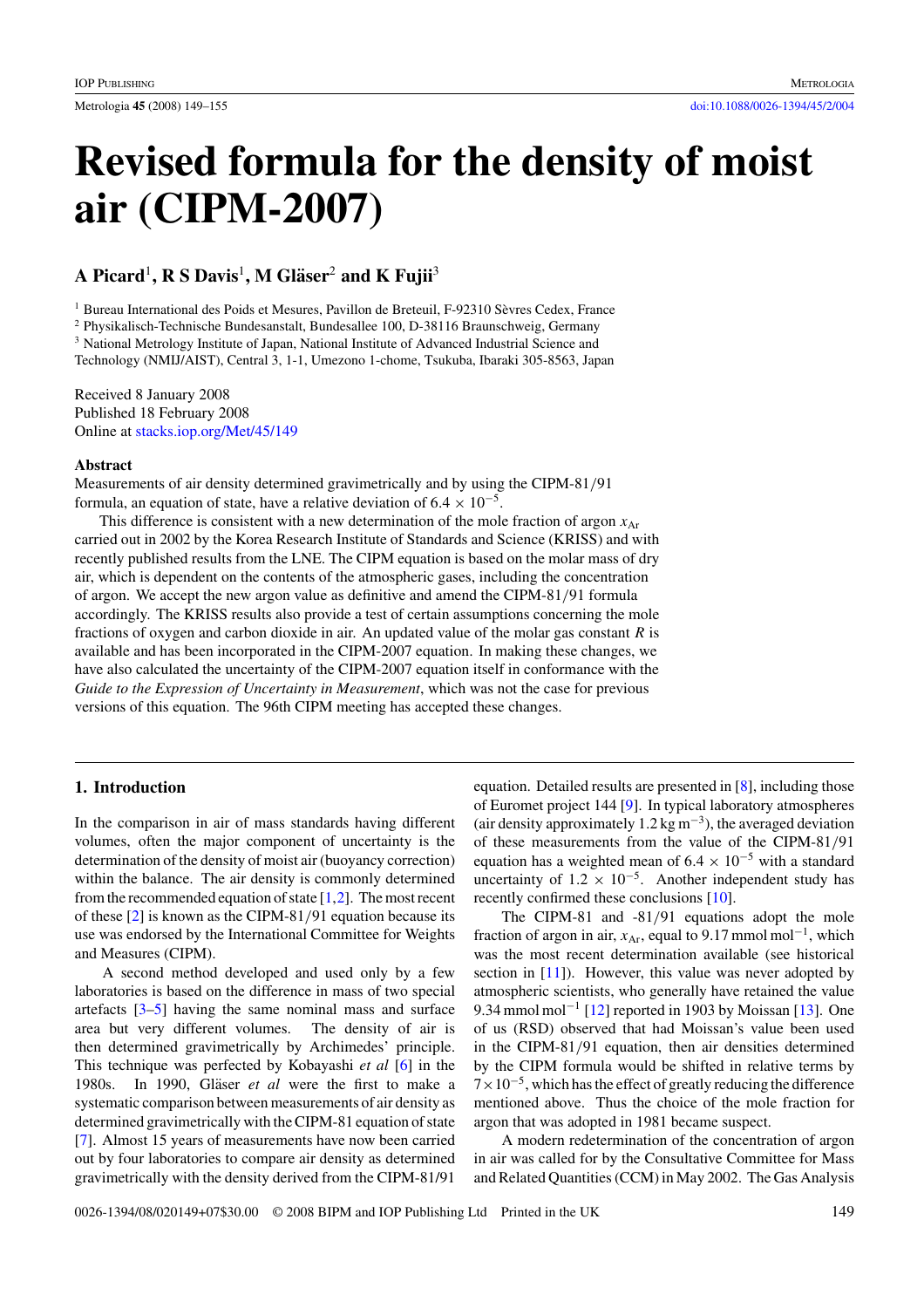# Revised formula for the density of moist air (CIPM-2007)

**A Picard[1], R S Davis[1], M Gläser[2] and K Fujii[3]**

[1] Bureau International des Poids et Mesures, Pavillon de Breteuil, F-92310 Sèvres Cedex, France
[2] Physikalisch-Technische Bundesanstalt, Bundesallee 100, D-38116 Braunschweig, Germany
[3] National Metrology Institute of Japan, National Institute of Advanced Industrial Science and Technology (NMIJ/AIST), Central 3, 1-1, Umezono 1-chome, Tsukuba, Ibaraki 305-8563, Japan

Received 8 January 2008
Published 18 February 2008
Online at stacks.iop.org/Met/45/149

### Abstract

Measurements of air density determined gravimetrically and by using the CIPM-81/91 formula, an equation of state, have a relative deviation of $6.4 \times 10^{-5}$.

This difference is consistent with a new determination of the mole fraction of argon $x_{Ar}$ carried out in 2002 by the Korea Research Institute of Standards and Science (KRISS) and with recently published results from the LNE. The CIPM equation is based on the molar mass of dry air, which is dependent on the contents of the atmospheric gases, including the concentration of argon. We accept the new argon value as definitive and amend the CIPM-81/91 formula accordingly. The KRISS results also provide a test of certain assumptions concerning the mole fractions of oxygen and carbon dioxide in air. An updated value of the molar gas constant $R$ is available and has been incorporated in the CIPM-2007 equation. In making these changes, we have also calculated the uncertainty of the CIPM-2007 equation itself in conformance with the *Guide to the Expression of Uncertainty in Measurement*, which was not the case for previous versions of this equation. The 96th CIPM meeting has accepted these changes.

## 1. Introduction

In the comparison in air of mass standards having different volumes, often the major component of uncertainty is the determination of the density of moist air (buoyancy correction) within the balance. The air density is commonly determined from the recommended equation of state [1,2]. The most recent of these [2] is known as the CIPM-81/91 equation because its use was endorsed by the International Committee for Weights and Measures (CIPM).

A second method developed and used only by a few laboratories is based on the difference in mass of two special artefacts [3–5] having the same nominal mass and surface area but very different volumes. The density of air is then determined gravimetrically by Archimedes' principle. This technique was perfected by Kobayashi *et al* [6] in the 1980s. In 1990, Gläser *et al* were the first to make a systematic comparison between measurements of air density as determined gravimetrically with the CIPM-81 equation of state [7]. Almost 15 years of measurements have now been carried out by four laboratories to compare air density as determined gravimetrically with the density derived from the CIPM-81/91 equation. Detailed results are presented in [8], including those of Euromet project 144 [9]. In typical laboratory atmospheres (air density approximately $1.2\,\mathrm{kg\,m^{-3}}$), the averaged deviation of these measurements from the value of the CIPM-81/91 equation has a weighted mean of $6.4 \times 10^{-5}$ with a standard uncertainty of $1.2 \times 10^{-5}$. Another independent study has recently confirmed these conclusions [10].

The CIPM-81 and -81/91 equations adopt the mole fraction of argon in air, $x_{Ar}$, equal to $9.17\,\mathrm{mmol\,mol^{-1}}$, which was the most recent determination available (see historical section in [11]). However, this value was never adopted by atmospheric scientists, who generally have retained the value $9.34\,\mathrm{mmol\,mol^{-1}}$ [12] reported in 1903 by Moissan [13]. One of us (RSD) observed that had Moissan's value been used in the CIPM-81/91 equation, then air densities determined by the CIPM formula would be shifted in relative terms by $7\times10^{-5}$, which has the effect of greatly reducing the difference mentioned above. Thus the choice of the mole fraction for argon that was adopted in 1981 became suspect.

A modern redetermination of the concentration of argon in air was called for by the Consultative Committee for Mass and Related Quantities (CCM) in May 2002. The Gas Analysis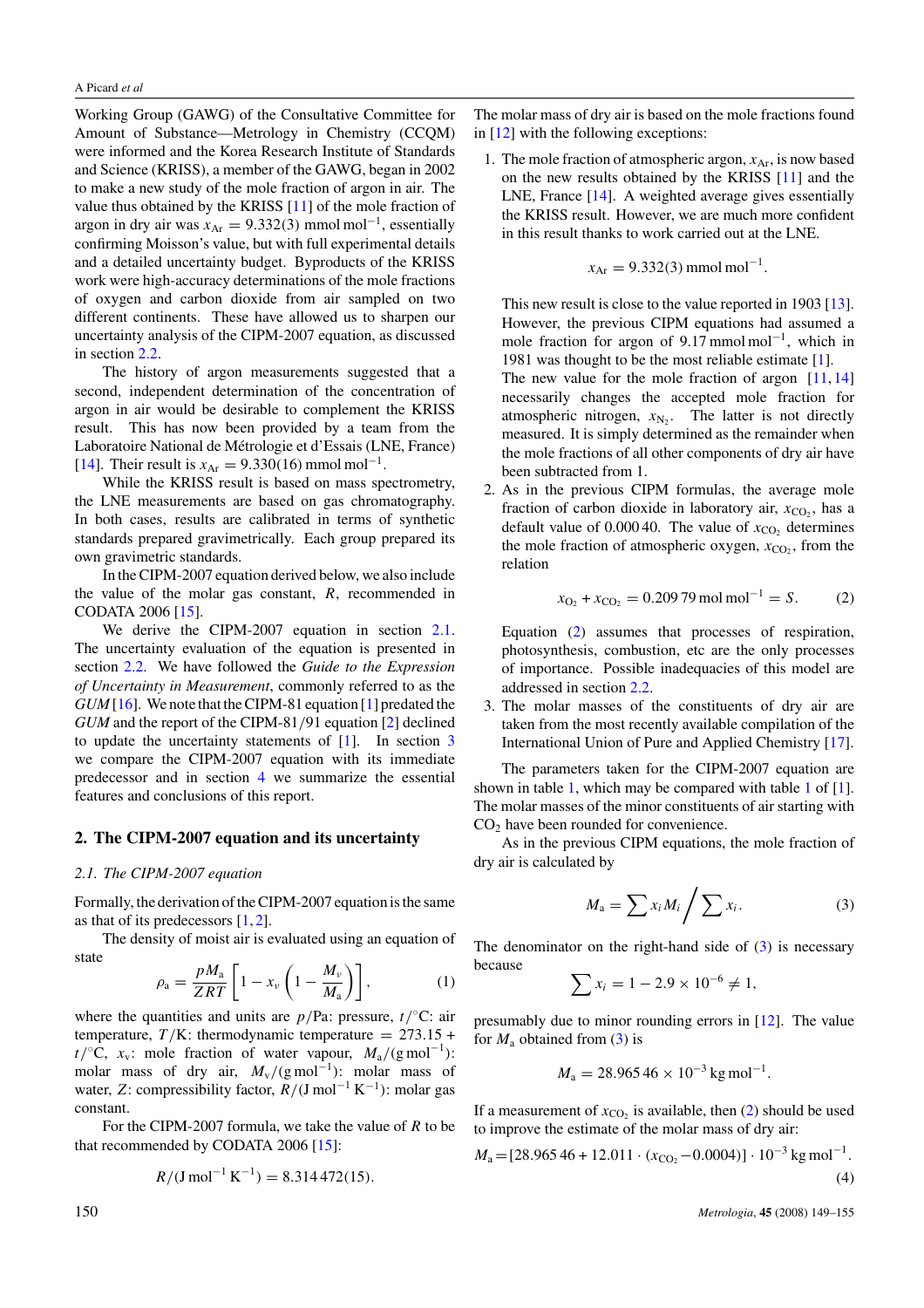Working Group (GAWG) of the Consultative Committee for Amount of Substance—Metrology in Chemistry (CCQM) were informed and the Korea Research Institute of Standards and Science (KRISS), a member of the GAWG, began in 2002 to make a new study of the mole fraction of argon in air. The value thus obtained by the KRISS [11] of the mole fraction of argon in dry air was $x_{Ar} = 9.332(3)$ mmol mol$^{-1}$, essentially confirming Moisson's value, but with full experimental details and a detailed uncertainty budget. Byproducts of the KRISS work were high-accuracy determinations of the mole fractions of oxygen and carbon dioxide from air sampled on two different continents. These have allowed us to sharpen our uncertainty analysis of the CIPM-2007 equation, as discussed in section 2.2.

The history of argon measurements suggested that a second, independent determination of the concentration of argon in air would be desirable to complement the KRISS result. This has now been provided by a team from the Laboratoire National de Métrologie et d'Essais (LNE, France) [14]. Their result is $x_{Ar} = 9.330(16)$ mmol mol$^{-1}$.

While the KRISS result is based on mass spectrometry, the LNE measurements are based on gas chromatography. In both cases, results are calibrated in terms of synthetic standards prepared gravimetrically. Each group prepared its own gravimetric standards.

In the CIPM-2007 equation derived below, we also include the value of the molar gas constant, $R$, recommended in CODATA 2006 [15].

We derive the CIPM-2007 equation in section 2.1. The uncertainty evaluation of the equation is presented in section 2.2. We have followed the *Guide to the Expression of Uncertainty in Measurement*, commonly referred to as the *GUM* [16]. We note that the CIPM-81 equation [1] predated the *GUM* and the report of the CIPM-81/91 equation [2] declined to update the uncertainty statements of [1]. In section 3 we compare the CIPM-2007 equation with its immediate predecessor and in section 4 we summarize the essential features and conclusions of this report.

## 2. The CIPM-2007 equation and its uncertainty

### 2.1. The CIPM-2007 equation

Formally, the derivation of the CIPM-2007 equation is the same as that of its predecessors [1, 2].

The density of moist air is evaluated using an equation of state

$$\rho_a = \frac{pM_a}{ZRT}\left[1 - x_v\left(1 - \frac{M_v}{M_a}\right)\right], \qquad (1)$$

where the quantities and units are $p$/Pa: pressure, $t$/°C: air temperature, $T$/K: thermodynamic temperature $= 273.15 + t$/°C, $x_v$: mole fraction of water vapour, $M_a$/(g mol$^{-1}$): molar mass of dry air, $M_v$/(g mol$^{-1}$): molar mass of water, $Z$: compressibility factor, $R$/(J mol$^{-1}$ K$^{-1}$): molar gas constant.

For the CIPM-2007 formula, we take the value of $R$ to be that recommended by CODATA 2006 [15]:

$$R/(\text{J mol}^{-1}\,\text{K}^{-1}) = 8.314\,472(15).$$

The molar mass of dry air is based on the mole fractions found in [12] with the following exceptions:

1. The mole fraction of atmospheric argon, $x_{Ar}$, is now based on the new results obtained by the KRISS [11] and the LNE, France [14]. A weighted average gives essentially the KRISS result. However, we are much more confident in this result thanks to work carried out at the LNE.

   $$x_{Ar} = 9.332(3)\ \text{mmol mol}^{-1}.$$

   This new result is close to the value reported in 1903 [13]. However, the previous CIPM equations had assumed a mole fraction for argon of 9.17 mmol mol$^{-1}$, which in 1981 was thought to be the most reliable estimate [1]. The new value for the mole fraction of argon [11, 14] necessarily changes the accepted mole fraction for atmospheric nitrogen, $x_{N_2}$. The latter is not directly measured. It is simply determined as the remainder when the mole fractions of all other components of dry air have been subtracted from 1.

2. As in the previous CIPM formulas, the average mole fraction of carbon dioxide in laboratory air, $x_{CO_2}$, has a default value of 0.000 40. The value of $x_{CO_2}$ determines the mole fraction of atmospheric oxygen, $x_{CO_2}$, from the relation

   $$x_{O_2} + x_{CO_2} = 0.209\,79\ \text{mol mol}^{-1} = S. \qquad (2)$$

   Equation (2) assumes that processes of respiration, photosynthesis, combustion, etc are the only processes of importance. Possible inadequacies of this model are addressed in section 2.2.

3. The molar masses of the constituents of dry air are taken from the most recently available compilation of the International Union of Pure and Applied Chemistry [17].

The parameters taken for the CIPM-2007 equation are shown in table 1, which may be compared with table 1 of [1]. The molar masses of the minor constituents of air starting with $CO_2$ have been rounded for convenience.

As in the previous CIPM equations, the mole fraction of dry air is calculated by

$$M_a = \sum x_i M_i \Big/ \sum x_i. \qquad (3)$$

The denominator on the right-hand side of (3) is necessary because

$$\sum x_i = 1 - 2.9 \times 10^{-6} \neq 1,$$

presumably due to minor rounding errors in [12]. The value for $M_a$ obtained from (3) is

$$M_a = 28.965\,46 \times 10^{-3}\ \text{kg mol}^{-1}.$$

If a measurement of $x_{CO_2}$ is available, then (2) should be used to improve the estimate of the molar mass of dry air:

$$M_a = [28.965\,46 + 12.011 \cdot (x_{CO_2} - 0.0004)] \cdot 10^{-3}\ \text{kg mol}^{-1}. \qquad (4)$$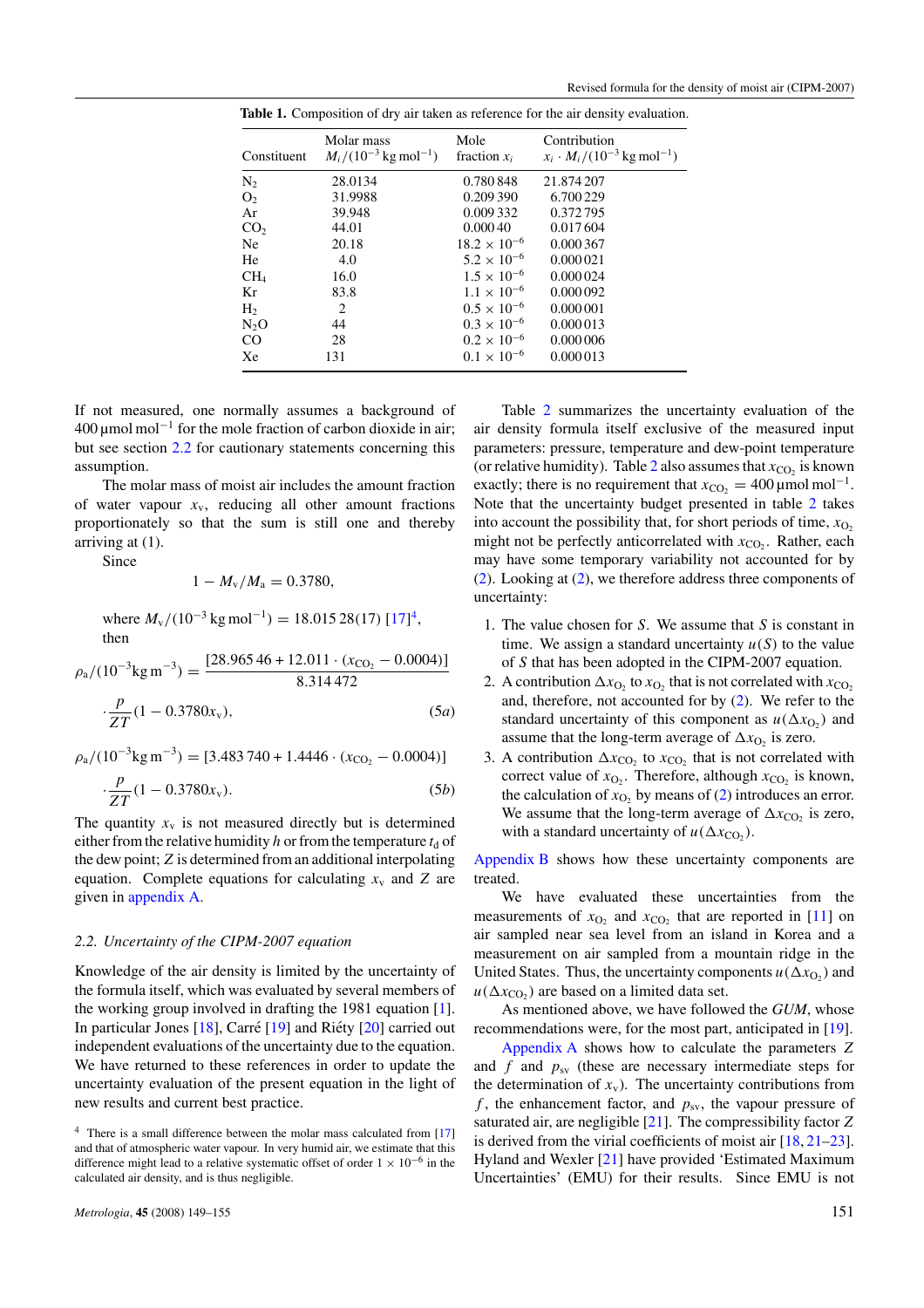**Table 1.** Composition of dry air taken as reference for the air density evaluation.

| Constituent | Molar mass $M_i/(10^{-3}\,\text{kg mol}^{-1})$ | Mole fraction $x_i$ | Contribution $x_i \cdot M_i/(10^{-3}\,\text{kg mol}^{-1})$ |
|---|---|---|---|
| $N_2$ | 28.0134 | 0.780 848 | 21.874 207 |
| $O_2$ | 31.9988 | 0.209 390 | 6.700 229 |
| Ar | 39.948 | 0.009 332 | 0.372 795 |
| $CO_2$ | 44.01 | 0.000 40 | 0.017 604 |
| Ne | 20.18 | $18.2 \times 10^{-6}$ | 0.000 367 |
| He | 4.0 | $5.2 \times 10^{-6}$ | 0.000 021 |
| $CH_4$ | 16.0 | $1.5 \times 10^{-6}$ | 0.000 024 |
| Kr | 83.8 | $1.1 \times 10^{-6}$ | 0.000 092 |
| $H_2$ | 2 | $0.5 \times 10^{-6}$ | 0.000 001 |
| $N_2O$ | 44 | $0.3 \times 10^{-6}$ | 0.000 013 |
| CO | 28 | $0.2 \times 10^{-6}$ | 0.000 006 |
| Xe | 131 | $0.1 \times 10^{-6}$ | 0.000 013 |

If not measured, one normally assumes a background of $400\,\mu\text{mol mol}^{-1}$ for the mole fraction of carbon dioxide in air; but see section 2.2 for cautionary statements concerning this assumption.

The molar mass of moist air includes the amount fraction of water vapour $x_v$, reducing all other amount fractions proportionately so that the sum is still one and thereby arriving at (1).

Since

$$1 - M_v/M_a = 0.3780,$$

where $M_v/(10^{-3}\,\text{kg mol}^{-1}) = 18.015\,28(17)$ [17][4], then

$$\rho_a/(10^{-3}\text{kg m}^{-3}) = \frac{[28.965\,46 + 12.011 \cdot (x_{CO_2} - 0.0004)]}{8.314\,472} \cdot \frac{p}{ZT}(1 - 0.3780 x_v), \tag{5a}$$

$$\rho_a/(10^{-3}\text{kg m}^{-3}) = [3.483\,740 + 1.4446 \cdot (x_{CO_2} - 0.0004)] \cdot \frac{p}{ZT}(1 - 0.3780 x_v). \tag{5b}$$

The quantity $x_v$ is not measured directly but is determined either from the relative humidity $h$ or from the temperature $t_d$ of the dew point; $Z$ is determined from an additional interpolating equation. Complete equations for calculating $x_v$ and $Z$ are given in appendix A.

### 2.2. Uncertainty of the CIPM-2007 equation

Knowledge of the air density is limited by the uncertainty of the formula itself, which was evaluated by several members of the working group involved in drafting the 1981 equation [1]. In particular Jones [18], Carré [19] and Riéty [20] carried out independent evaluations of the uncertainty due to the equation. We have returned to these references in order to update the uncertainty evaluation of the present equation in the light of new results and current best practice.

[4] There is a small difference between the molar mass calculated from [17] and that of atmospheric water vapour. In very humid air, we estimate that this difference might lead to a relative systematic offset of order $1 \times 10^{-6}$ in the calculated air density, and is thus negligible.

Table 2 summarizes the uncertainty evaluation of the air density formula itself exclusive of the measured input parameters: pressure, temperature and dew-point temperature (or relative humidity). Table 2 also assumes that $x_{CO_2}$ is known exactly; there is no requirement that $x_{CO_2} = 400\,\mu\text{mol mol}^{-1}$. Note that the uncertainty budget presented in table 2 takes into account the possibility that, for short periods of time, $x_{O_2}$ might not be perfectly anticorrelated with $x_{CO_2}$. Rather, each may have some temporary variability not accounted for by (2). Looking at (2), we therefore address three components of uncertainty:

1. The value chosen for $S$. We assume that $S$ is constant in time. We assign a standard uncertainty $u(S)$ to the value of $S$ that has been adopted in the CIPM-2007 equation.
2. A contribution $\Delta x_{O_2}$ to $x_{O_2}$ that is not correlated with $x_{CO_2}$ and, therefore, not accounted for by (2). We refer to the standard uncertainty of this component as $u(\Delta x_{O_2})$ and assume that the long-term average of $\Delta x_{O_2}$ is zero.
3. A contribution $\Delta x_{CO_2}$ to $x_{CO_2}$ that is not correlated with correct value of $x_{O_2}$. Therefore, although $x_{CO_2}$ is known, the calculation of $x_{O_2}$ by means of (2) introduces an error. We assume that the long-term average of $\Delta x_{CO_2}$ is zero, with a standard uncertainty of $u(\Delta x_{CO_2})$.

Appendix B shows how these uncertainty components are treated.

We have evaluated these uncertainties from the measurements of $x_{O_2}$ and $x_{CO_2}$ that are reported in [11] on air sampled near sea level from an island in Korea and a measurement on air sampled from a mountain ridge in the United States. Thus, the uncertainty components $u(\Delta x_{O_2})$ and $u(\Delta x_{CO_2})$ are based on a limited data set.

As mentioned above, we have followed the *GUM*, whose recommendations were, for the most part, anticipated in [19].

Appendix A shows how to calculate the parameters $Z$ and $f$ and $p_{sv}$ (these are necessary intermediate steps for the determination of $x_v$). The uncertainty contributions from $f$, the enhancement factor, and $p_{sv}$, the vapour pressure of saturated air, are negligible [21]. The compressibility factor $Z$ is derived from the virial coefficients of moist air [18, 21–23]. Hyland and Wexler [21] have provided 'Estimated Maximum Uncertainties' (EMU) for their results. Since EMU is not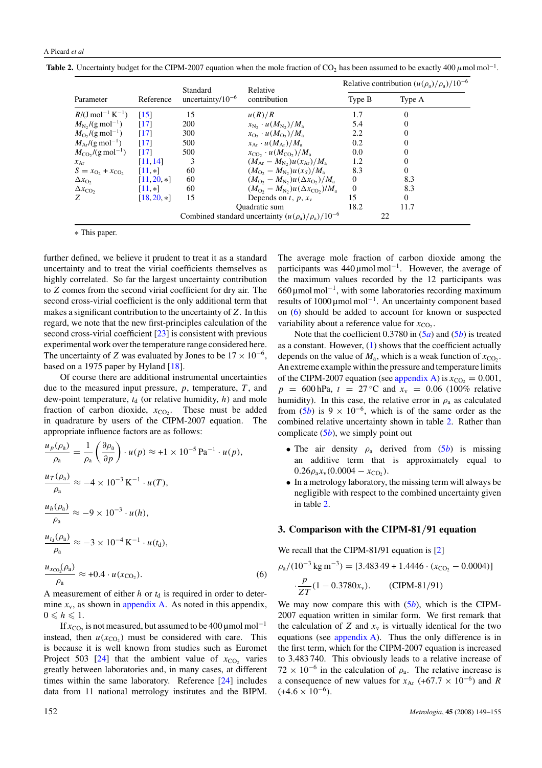**Table 2.** Uncertainty budget for the CIPM-2007 equation when the mole fraction of $CO_2$ has been assumed to be exactly 400 $\mu$mol mol$^{-1}$.

| Parameter | Reference | Standard uncertainty/$10^{-6}$ | Relative contribution | Relative contribution $(u(\rho_a)/\rho_a)/10^{-6}$ Type B | Type A |
|---|---|---|---|---|---|
| $R/(\mathrm{J\,mol^{-1}\,K^{-1}})$ | [15] | 15 | $u(R)/R$ | 1.7 | 0 |
| $M_{N_2}/(\mathrm{g\,mol^{-1}})$ | [17] | 200 | $x_{N_2}\cdot u(M_{N_2})/M_a$ | 5.4 | 0 |
| $M_{O_2}/(\mathrm{g\,mol^{-1}})$ | [17] | 300 | $x_{O_2}\cdot u(M_{O_2})/M_a$ | 2.2 | 0 |
| $M_{Ar}/(\mathrm{g\,mol^{-1}})$ | [17] | 500 | $x_{Ar}\cdot u(M_{Ar})/M_a$ | 0.2 | 0 |
| $M_{CO_2}/(\mathrm{g\,mol^{-1}})$ | [17] | 500 | $x_{CO_2}\cdot u(M_{CO_2})/M_a$ | 0.0 | 0 |
| $x_{Ar}$ | [11, 14] | 3 | $(M_{Ar}-M_{N_2})u(x_{Ar})/M_a$ | 1.2 | 0 |
| $S = x_{O_2}+x_{CO_2}$ | [11, ∗] | 60 | $(M_{O_2}-M_{N_2})u(x_S)/M_a$ | 8.3 | 0 |
| $\Delta x_{O_2}$ | [11, 20, ∗] | 60 | $(M_{O_2}-M_{N_2})u(\Delta x_{O_2})/M_a$ | 0 | 8.3 |
| $\Delta x_{CO_2}$ | [11, ∗] | 60 | $(M_{O_2}-M_{N_2})u(\Delta x_{CO_2})/M_a$ | 0 | 8.3 |
| $Z$ | [18, 20, ∗] | 15 | Depends on $t$, $p$, $x_v$ | 15 | 0 |
| | | | Quadratic sum | 18.2 | 11.7 |
| | | | Combined standard uncertainty $(u(\rho_a)/\rho_a)/10^{-6}$ | 22 | |

∗ This paper.

further defined, we believe it prudent to treat it as a standard uncertainty and to treat the virial coefficients themselves as highly correlated. So far the largest uncertainty contribution to $Z$ comes from the second virial coefficient for dry air. The second cross-virial coefficient is the only additional term that makes a significant contribution to the uncertainty of $Z$. In this regard, we note that the new first-principles calculation of the second cross-virial coefficient [23] is consistent with previous experimental work over the temperature range considered here. The uncertainty of $Z$ was evaluated by Jones to be $17\times10^{-6}$, based on a 1975 paper by Hyland [18].

Of course there are additional instrumental uncertainties due to the measured input pressure, $p$, temperature, $T$, and dew-point temperature, $t_d$ (or relative humidity, $h$) and mole fraction of carbon dioxide, $x_{CO_2}$. These must be added in quadrature by users of the CIPM-2007 equation. The appropriate influence factors are as follows:

$$\frac{u_p(\rho_a)}{\rho_a} = \frac{1}{\rho_a}\left(\frac{\partial\rho_a}{\partial p}\right)\cdot u(p) \approx +1\times10^{-5}\,\mathrm{Pa^{-1}}\cdot u(p),$$

$$\frac{u_T(\rho_a)}{\rho_a} \approx -4\times10^{-3}\,\mathrm{K^{-1}}\cdot u(T),$$

$$\frac{u_h(\rho_a)}{\rho_a} \approx -9\times10^{-3}\cdot u(h),$$

$$\frac{u_{t_d}(\rho_a)}{\rho_a} \approx -3\times10^{-4}\,\mathrm{K^{-1}}\cdot u(t_d),$$

$$\frac{u_{x_{CO_2}}(\rho_a)}{\rho_a} \approx +0.4\cdot u(x_{CO_2}). \qquad (6)$$

A measurement of either $h$ or $t_d$ is required in order to determine $x_v$, as shown in appendix A. As noted in this appendix, $0 \leqslant h \leqslant 1$.

If $x_{CO_2}$ is not measured, but assumed to be 400 $\mu$mol mol$^{-1}$ instead, then $u(x_{CO_2})$ must be considered with care. This is because it is well known from studies such as Euromet Project 503 [24] that the ambient value of $x_{CO_2}$ varies greatly between laboratories and, in many cases, at different times within the same laboratory. Reference [24] includes data from 11 national metrology institutes and the BIPM. The average mole fraction of carbon dioxide among the participants was 440 $\mu$mol mol$^{-1}$. However, the average of the maximum values recorded by the 12 participants was 660 $\mu$mol mol$^{-1}$, with some laboratories recording maximum results of 1000 $\mu$mol mol$^{-1}$. An uncertainty component based on (6) should be added to account for known or suspected variability about a reference value for $x_{CO_2}$.

Note that the coefficient 0.3780 in (5a) and (5b) is treated as a constant. However, (1) shows that the coefficient actually depends on the value of $M_a$, which is a weak function of $x_{CO_2}$. An extreme example within the pressure and temperature limits of the CIPM-2007 equation (see appendix A) is $x_{CO_2} = 0.001$, $p = 600$ hPa, $t = 27\,^\circ$C and $x_v = 0.06$ (100% relative humidity). In this case, the relative error in $\rho_a$ as calculated from (5b) is $9\times10^{-6}$, which is of the same order as the combined relative uncertainty shown in table 2. Rather than complicate (5b), we simply point out

- The air density $\rho_a$ derived from (5b) is missing an additive term that is approximately equal to $0.26\rho_a x_v(0.0004 - x_{CO_2})$.
- In a metrology laboratory, the missing term will always be negligible with respect to the combined uncertainty given in table 2.

## 3. Comparison with the CIPM-81/91 equation

We recall that the CIPM-81/91 equation is [2]

$$\rho_a/(10^{-3}\,\mathrm{kg\,m^{-3}}) = [3.483\,49 + 1.4446\cdot(x_{CO_2} - 0.0004)]\cdot\frac{p}{ZT}(1 - 0.3780x_v). \qquad \text{(CIPM-81/91)}$$

We may now compare this with (5b), which is the CIPM-2007 equation written in similar form. We first remark that the calculation of $Z$ and $x_v$ is virtually identical for the two equations (see appendix A). Thus the only difference is in the first term, which for the CIPM-2007 equation is increased to 3.483 740. This obviously leads to a relative increase of $72\times10^{-6}$ in the calculation of $\rho_a$. The relative increase is a consequence of new values for $x_{Ar}$ $(+67.7\times10^{-6})$ and $R$ $(+4.6\times10^{-6})$.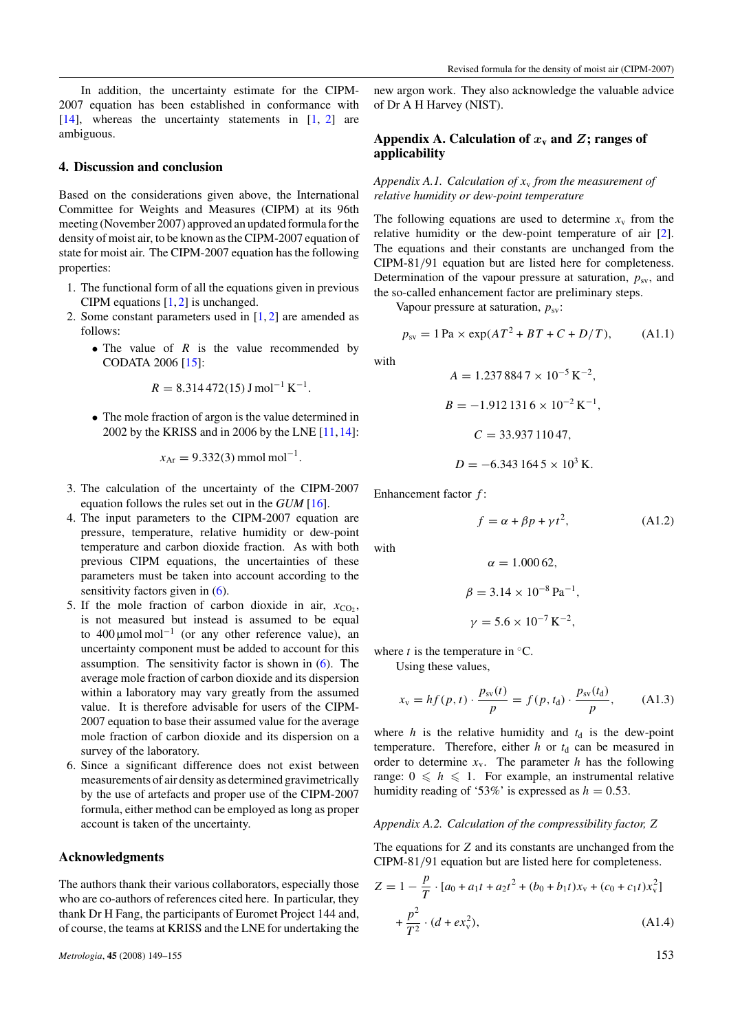In addition, the uncertainty estimate for the CIPM-2007 equation has been established in conformance with [14], whereas the uncertainty statements in [1, 2] are ambiguous.

## 4. Discussion and conclusion

Based on the considerations given above, the International Committee for Weights and Measures (CIPM) at its 96th meeting (November 2007) approved an updated formula for the density of moist air, to be known as the CIPM-2007 equation of state for moist air. The CIPM-2007 equation has the following properties:

1. The functional form of all the equations given in previous CIPM equations [1, 2] is unchanged.
2. Some constant parameters used in [1, 2] are amended as follows:
   - The value of $R$ is the value recommended by CODATA 2006 [15]:

     $$R = 8.314\,472(15)\ \mathrm{J\,mol^{-1}\,K^{-1}}.$$

   - The mole fraction of argon is the value determined in 2002 by the KRISS and in 2006 by the LNE [11, 14]:

     $$x_{\mathrm{Ar}} = 9.332(3)\ \mathrm{mmol\,mol^{-1}}.$$

3. The calculation of the uncertainty of the CIPM-2007 equation follows the rules set out in the *GUM* [16].
4. The input parameters to the CIPM-2007 equation are pressure, temperature, relative humidity or dew-point temperature and carbon dioxide fraction. As with both previous CIPM equations, the uncertainties of these parameters must be taken into account according to the sensitivity factors given in (6).
5. If the mole fraction of carbon dioxide in air, $x_{\mathrm{CO_2}}$, is not measured but instead is assumed to be equal to 400 μmol mol$^{-1}$ (or any other reference value), an uncertainty component must be added to account for this assumption. The sensitivity factor is shown in (6). The average mole fraction of carbon dioxide and its dispersion within a laboratory may vary greatly from the assumed value. It is therefore advisable for users of the CIPM-2007 equation to base their assumed value for the average mole fraction of carbon dioxide and its dispersion on a survey of the laboratory.
6. Since a significant difference does not exist between measurements of air density as determined gravimetrically by the use of artefacts and proper use of the CIPM-2007 formula, either method can be employed as long as proper account is taken of the uncertainty.

## Acknowledgments

The authors thank their various collaborators, especially those who are co-authors of references cited here. In particular, they thank Dr H Fang, the participants of Euromet Project 144 and, of course, the teams at KRISS and the LNE for undertaking the new argon work. They also acknowledge the valuable advice of Dr A H Harvey (NIST).

## Appendix A. Calculation of $x_{\mathrm{v}}$ and $Z$; ranges of applicability

### *Appendix A.1. Calculation of $x_{\mathrm{v}}$ from the measurement of relative humidity or dew-point temperature*

The following equations are used to determine $x_{\mathrm{v}}$ from the relative humidity or the dew-point temperature of air [2]. The equations and their constants are unchanged from the CIPM-81/91 equation but are listed here for completeness. Determination of the vapour pressure at saturation, $p_{\mathrm{sv}}$, and the so-called enhancement factor are preliminary steps.

Vapour pressure at saturation, $p_{\mathrm{sv}}$:

$$p_{\mathrm{sv}} = 1\ \mathrm{Pa} \times \exp(AT^2 + BT + C + D/T), \tag{A1.1}$$

with

$$A = 1.237\,884\,7 \times 10^{-5}\ \mathrm{K^{-2}},$$

$$B = -1.912\,131\,6 \times 10^{-2}\ \mathrm{K^{-1}},$$

$$C = 33.937\,110\,47,$$

$$D = -6.343\,164\,5 \times 10^{3}\ \mathrm{K}.$$

Enhancement factor $f$:

$$f = \alpha + \beta p + \gamma t^2, \tag{A1.2}$$

with

$$\alpha = 1.000\,62,$$

$$\beta = 3.14 \times 10^{-8}\ \mathrm{Pa^{-1}},$$

$$\gamma = 5.6 \times 10^{-7}\ \mathrm{K^{-2}},$$

where $t$ is the temperature in °C.

Using these values,

$$x_{\mathrm{v}} = hf(p,t) \cdot \frac{p_{\mathrm{sv}}(t)}{p} = f(p,t_{\mathrm{d}}) \cdot \frac{p_{\mathrm{sv}}(t_{\mathrm{d}})}{p}, \tag{A1.3}$$

where $h$ is the relative humidity and $t_{\mathrm{d}}$ is the dew-point temperature. Therefore, either $h$ or $t_{\mathrm{d}}$ can be measured in order to determine $x_{\mathrm{v}}$. The parameter $h$ has the following range: $0 \leqslant h \leqslant 1$. For example, an instrumental relative humidity reading of '53%' is expressed as $h = 0.53$.

### *Appendix A.2. Calculation of the compressibility factor, $Z$*

The equations for $Z$ and its constants are unchanged from the CIPM-81/91 equation but are listed here for completeness.

$$Z = 1 - \frac{p}{T} \cdot [a_0 + a_1 t + a_2 t^2 + (b_0 + b_1 t)x_{\mathrm{v}} + (c_0 + c_1 t)x_{\mathrm{v}}^2] + \frac{p^2}{T^2} \cdot (d + e x_{\mathrm{v}}^2), \tag{A1.4}$$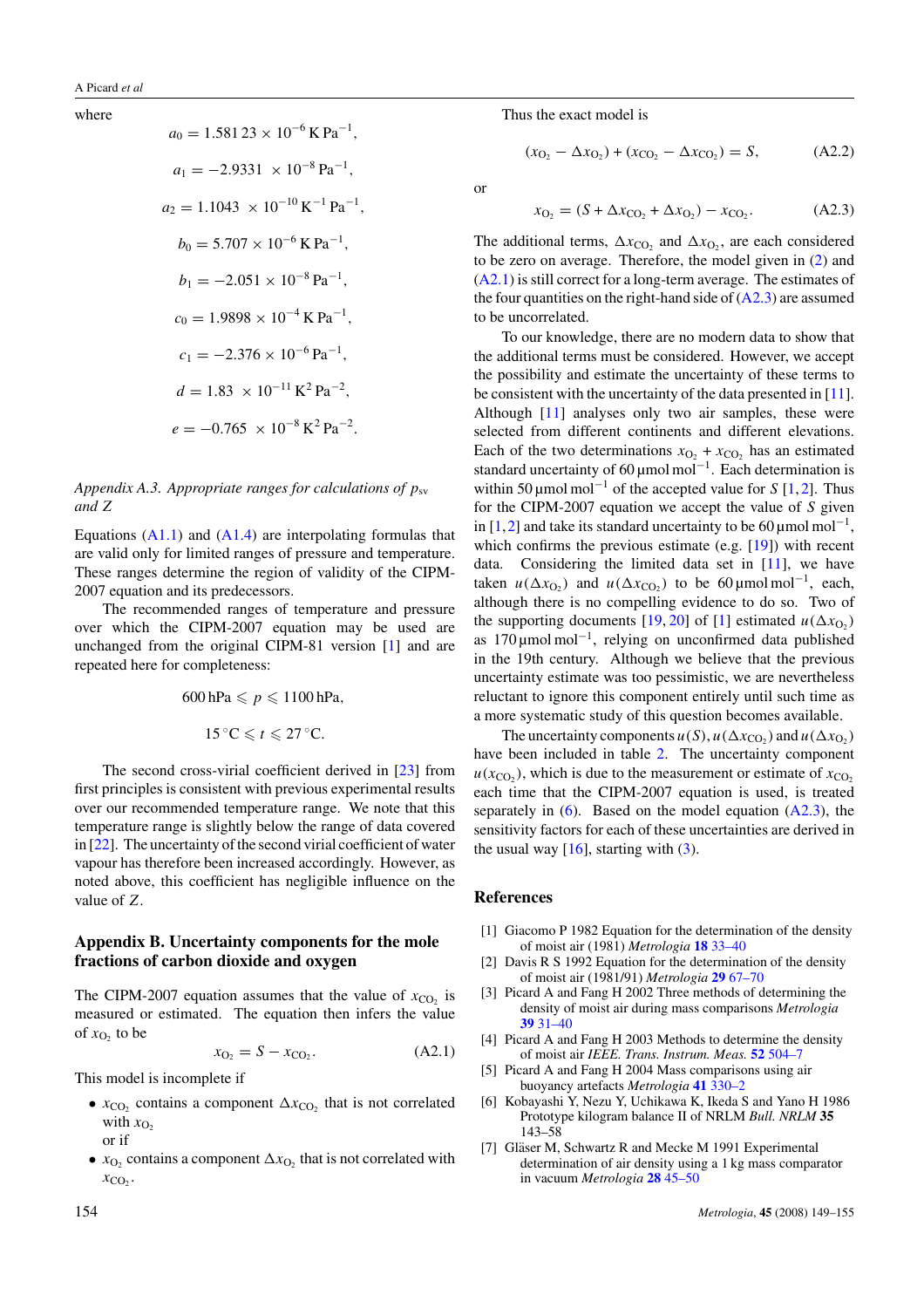where

$$a_0 = 1.581\,23 \times 10^{-6}\ \mathrm{K\,Pa^{-1}},$$

$$a_1 = -2.9331 \times 10^{-8}\ \mathrm{Pa^{-1}},$$

$$a_2 = 1.1043 \times 10^{-10}\ \mathrm{K^{-1}\,Pa^{-1}},$$

$$b_0 = 5.707 \times 10^{-6}\ \mathrm{K\,Pa^{-1}},$$

$$b_1 = -2.051 \times 10^{-8}\ \mathrm{Pa^{-1}},$$

$$c_0 = 1.9898 \times 10^{-4}\ \mathrm{K\,Pa^{-1}},$$

$$c_1 = -2.376 \times 10^{-6}\ \mathrm{Pa^{-1}},$$

$$d = 1.83 \times 10^{-11}\ \mathrm{K^2\,Pa^{-2}},$$

$$e = -0.765 \times 10^{-8}\ \mathrm{K^2\,Pa^{-2}}.$$

### *Appendix A.3. Appropriate ranges for calculations of $p_{sv}$ and $Z$*

Equations (A1.1) and (A1.4) are interpolating formulas that are valid only for limited ranges of pressure and temperature. These ranges determine the region of validity of the CIPM-2007 equation and its predecessors.

The recommended ranges of temperature and pressure over which the CIPM-2007 equation may be used are unchanged from the original CIPM-81 version [1] and are repeated here for completeness:

$$600\ \mathrm{hPa} \leqslant p \leqslant 1100\ \mathrm{hPa},$$

$$15\ ^\circ\mathrm{C} \leqslant t \leqslant 27\ ^\circ\mathrm{C}.$$

The second cross-virial coefficient derived in [23] from first principles is consistent with previous experimental results over our recommended temperature range. We note that this temperature range is slightly below the range of data covered in [22]. The uncertainty of the second virial coefficient of water vapour has therefore been increased accordingly. However, as noted above, this coefficient has negligible influence on the value of $Z$.

## Appendix B. Uncertainty components for the mole fractions of carbon dioxide and oxygen

The CIPM-2007 equation assumes that the value of $x_{CO_2}$ is measured or estimated. The equation then infers the value of $x_{O_2}$ to be

$$x_{O_2} = S - x_{CO_2}. \qquad \text{(A2.1)}$$

This model is incomplete if

- $x_{CO_2}$ contains a component $\Delta x_{CO_2}$ that is not correlated with $x_{O_2}$
  or if
- $x_{O_2}$ contains a component $\Delta x_{O_2}$ that is not correlated with $x_{CO_2}$.

Thus the exact model is

$$(x_{O_2} - \Delta x_{O_2}) + (x_{CO_2} - \Delta x_{CO_2}) = S, \qquad \text{(A2.2)}$$

or

$$x_{O_2} = (S + \Delta x_{CO_2} + \Delta x_{O_2}) - x_{CO_2}. \qquad \text{(A2.3)}$$

The additional terms, $\Delta x_{CO_2}$ and $\Delta x_{O_2}$, are each considered to be zero on average. Therefore, the model given in (2) and (A2.1) is still correct for a long-term average. The estimates of the four quantities on the right-hand side of (A2.3) are assumed to be uncorrelated.

To our knowledge, there are no modern data to show that the additional terms must be considered. However, we accept the possibility and estimate the uncertainty of these terms to be consistent with the uncertainty of the data presented in [11]. Although [11] analyses only two air samples, these were selected from different continents and different elevations. Each of the two determinations $x_{O_2} + x_{CO_2}$ has an estimated standard uncertainty of $60\ \mu\mathrm{mol\,mol^{-1}}$. Each determination is within $50\ \mu\mathrm{mol\,mol^{-1}}$ of the accepted value for $S$ [1, 2]. Thus for the CIPM-2007 equation we accept the value of $S$ given in [1, 2] and take its standard uncertainty to be $60\ \mu\mathrm{mol\,mol^{-1}}$, which confirms the previous estimate (e.g. [19]) with recent data. Considering the limited data set in [11], we have taken $u(\Delta x_{O_2})$ and $u(\Delta x_{CO_2})$ to be $60\ \mu\mathrm{mol\,mol^{-1}}$, each, although there is no compelling evidence to do so. Two of the supporting documents [19, 20] of [1] estimated $u(\Delta x_{O_2})$ as $170\ \mu\mathrm{mol\,mol^{-1}}$, relying on unconfirmed data published in the 19th century. Although we believe that the previous uncertainty estimate was too pessimistic, we are nevertheless reluctant to ignore this component entirely until such time as a more systematic study of this question becomes available.

The uncertainty components $u(S)$, $u(\Delta x_{CO_2})$ and $u(\Delta x_{O_2})$ have been included in table 2. The uncertainty component $u(x_{CO_2})$, which is due to the measurement or estimate of $x_{CO_2}$ each time that the CIPM-2007 equation is used, is treated separately in (6). Based on the model equation (A2.3), the sensitivity factors for each of these uncertainties are derived in the usual way [16], starting with (3).

## References

[1] Giacomo P 1982 Equation for the determination of the density of moist air (1981) *Metrologia* **18** 33–40

[2] Davis R S 1992 Equation for the determination of the density of moist air (1981/91) *Metrologia* **29** 67–70

[3] Picard A and Fang H 2002 Three methods of determining the density of moist air during mass comparisons *Metrologia* **39** 31–40

[4] Picard A and Fang H 2003 Methods to determine the density of moist air *IEEE. Trans. Instrum. Meas.* **52** 504–7

[5] Picard A and Fang H 2004 Mass comparisons using air buoyancy artefacts *Metrologia* **41** 330–2

[6] Kobayashi Y, Nezu Y, Uchikawa K, Ikeda S and Yano H 1986 Prototype kilogram balance II of NRLM *Bull. NRLM* **35** 143–58

[7] Gläser M, Schwartz R and Mecke M 1991 Experimental determination of air density using a 1 kg mass comparator in vacuum *Metrologia* **28** 45–50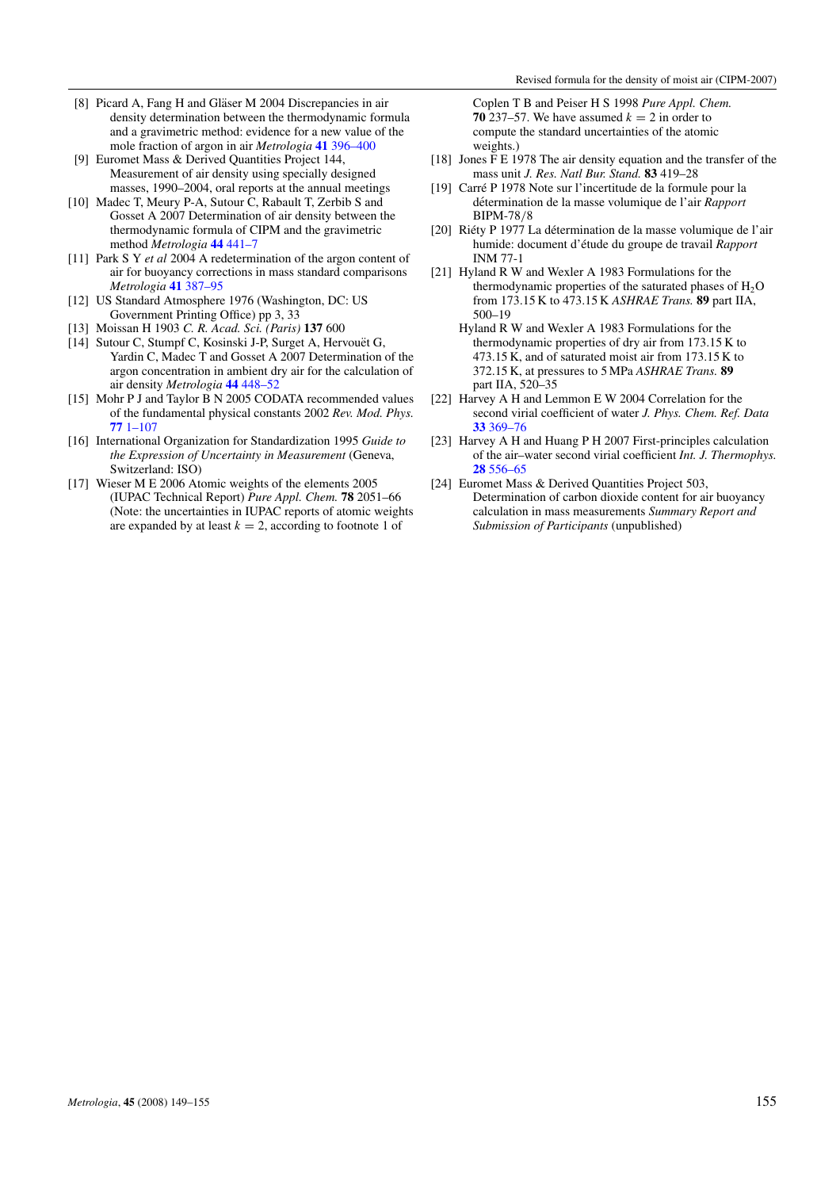[8] Picard A, Fang H and Gläser M 2004 Discrepancies in air density determination between the thermodynamic formula and a gravimetric method: evidence for a new value of the mole fraction of argon in air *Metrologia* **41** 396–400

[9] Euromet Mass & Derived Quantities Project 144, Measurement of air density using specially designed masses, 1990–2004, oral reports at the annual meetings

[10] Madec T, Meury P-A, Sutour C, Rabault T, Zerbib S and Gosset A 2007 Determination of air density between the thermodynamic formula of CIPM and the gravimetric method *Metrologia* **44** 441–7

[11] Park S Y *et al* 2004 A redetermination of the argon content of air for buoyancy corrections in mass standard comparisons *Metrologia* **41** 387–95

[12] US Standard Atmosphere 1976 (Washington, DC: US Government Printing Office) pp 3, 33

[13] Moissan H 1903 *C. R. Acad. Sci. (Paris)* **137** 600

[14] Sutour C, Stumpf C, Kosinski J-P, Surget A, Hervouët G, Yardin C, Madec T and Gosset A 2007 Determination of the argon concentration in ambient dry air for the calculation of air density *Metrologia* **44** 448–52

[15] Mohr P J and Taylor B N 2005 CODATA recommended values of the fundamental physical constants 2002 *Rev. Mod. Phys.* **77** 1–107

[16] International Organization for Standardization 1995 *Guide to the Expression of Uncertainty in Measurement* (Geneva, Switzerland: ISO)

[17] Wieser M E 2006 Atomic weights of the elements 2005 (IUPAC Technical Report) *Pure Appl. Chem.* **78** 2051–66 (Note: the uncertainties in IUPAC reports of atomic weights are expanded by at least $k = 2$, according to footnote 1 of Coplen T B and Peiser H S 1998 *Pure Appl. Chem.* **70** 237–57. We have assumed $k = 2$ in order to compute the standard uncertainties of the atomic weights.)

[18] Jones F E 1978 The air density equation and the transfer of the mass unit *J. Res. Natl Bur. Stand.* **83** 419–28

[19] Carré P 1978 Note sur l'incertitude de la formule pour la détermination de la masse volumique de l'air *Rapport* BIPM-78/8

[20] Riéty P 1977 La détermination de la masse volumique de l'air humide: document d'étude du groupe de travail *Rapport* INM 77-1

[21] Hyland R W and Wexler A 1983 Formulations for the thermodynamic properties of the saturated phases of $H_2O$ from 173.15 K to 473.15 K *ASHRAE Trans.* **89** part IIA, 500–19

Hyland R W and Wexler A 1983 Formulations for the thermodynamic properties of dry air from 173.15 K to 473.15 K, and of saturated moist air from 173.15 K to 372.15 K, at pressures to 5 MPa *ASHRAE Trans.* **89** part IIA, 520–35

[22] Harvey A H and Lemmon E W 2004 Correlation for the second virial coefficient of water *J. Phys. Chem. Ref. Data* **33** 369–76

[23] Harvey A H and Huang P H 2007 First-principles calculation of the air–water second virial coefficient *Int. J. Thermophys.* **28** 556–65

[24] Euromet Mass & Derived Quantities Project 503, Determination of carbon dioxide content for air buoyancy calculation in mass measurements *Summary Report and Submission of Participants* (unpublished)